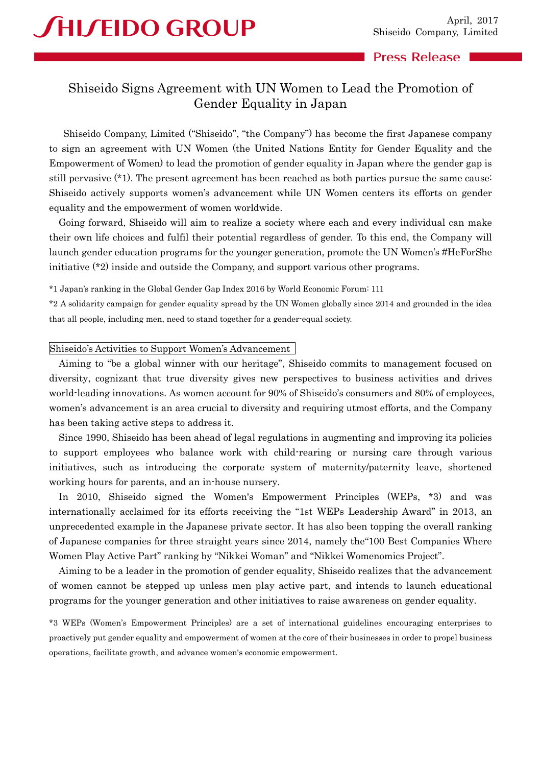SHISEIDO GROUP

April, 2017
Shiseido Company, Limited

Press Release

# Shiseido Signs Agreement with UN Women to Lead the Promotion of Gender Equality in Japan

Shiseido Company, Limited ("Shiseido", "the Company") has become the first Japanese company to sign an agreement with UN Women (the United Nations Entity for Gender Equality and the Empowerment of Women) to lead the promotion of gender equality in Japan where the gender gap is still pervasive (*1). The present agreement has been reached as both parties pursue the same cause: Shiseido actively supports women's advancement while UN Women centers its efforts on gender equality and the empowerment of women worldwide.

Going forward, Shiseido will aim to realize a society where each and every individual can make their own life choices and fulfil their potential regardless of gender. To this end, the Company will launch gender education programs for the younger generation, promote the UN Women's #HeForShe initiative (*2) inside and outside the Company, and support various other programs.

*1 Japan's ranking in the Global Gender Gap Index 2016 by World Economic Forum: 111

*2 A solidarity campaign for gender equality spread by the UN Women globally since 2014 and grounded in the idea that all people, including men, need to stand together for a gender-equal society.

## Shiseido's Activities to Support Women's Advancement

Aiming to "be a global winner with our heritage", Shiseido commits to management focused on diversity, cognizant that true diversity gives new perspectives to business activities and drives world-leading innovations. As women account for 90% of Shiseido's consumers and 80% of employees, women's advancement is an area crucial to diversity and requiring utmost efforts, and the Company has been taking active steps to address it.

Since 1990, Shiseido has been ahead of legal regulations in augmenting and improving its policies to support employees who balance work with child-rearing or nursing care through various initiatives, such as introducing the corporate system of maternity/paternity leave, shortened working hours for parents, and an in-house nursery.

In 2010, Shiseido signed the Women's Empowerment Principles (WEPs, *3) and was internationally acclaimed for its efforts receiving the "1st WEPs Leadership Award" in 2013, an unprecedented example in the Japanese private sector. It has also been topping the overall ranking of Japanese companies for three straight years since 2014, namely the"100 Best Companies Where Women Play Active Part" ranking by "Nikkei Woman" and "Nikkei Womenomics Project".

Aiming to be a leader in the promotion of gender equality, Shiseido realizes that the advancement of women cannot be stepped up unless men play active part, and intends to launch educational programs for the younger generation and other initiatives to raise awareness on gender equality.

*3 WEPs (Women's Empowerment Principles) are a set of international guidelines encouraging enterprises to proactively put gender equality and empowerment of women at the core of their businesses in order to propel business operations, facilitate growth, and advance women's economic empowerment.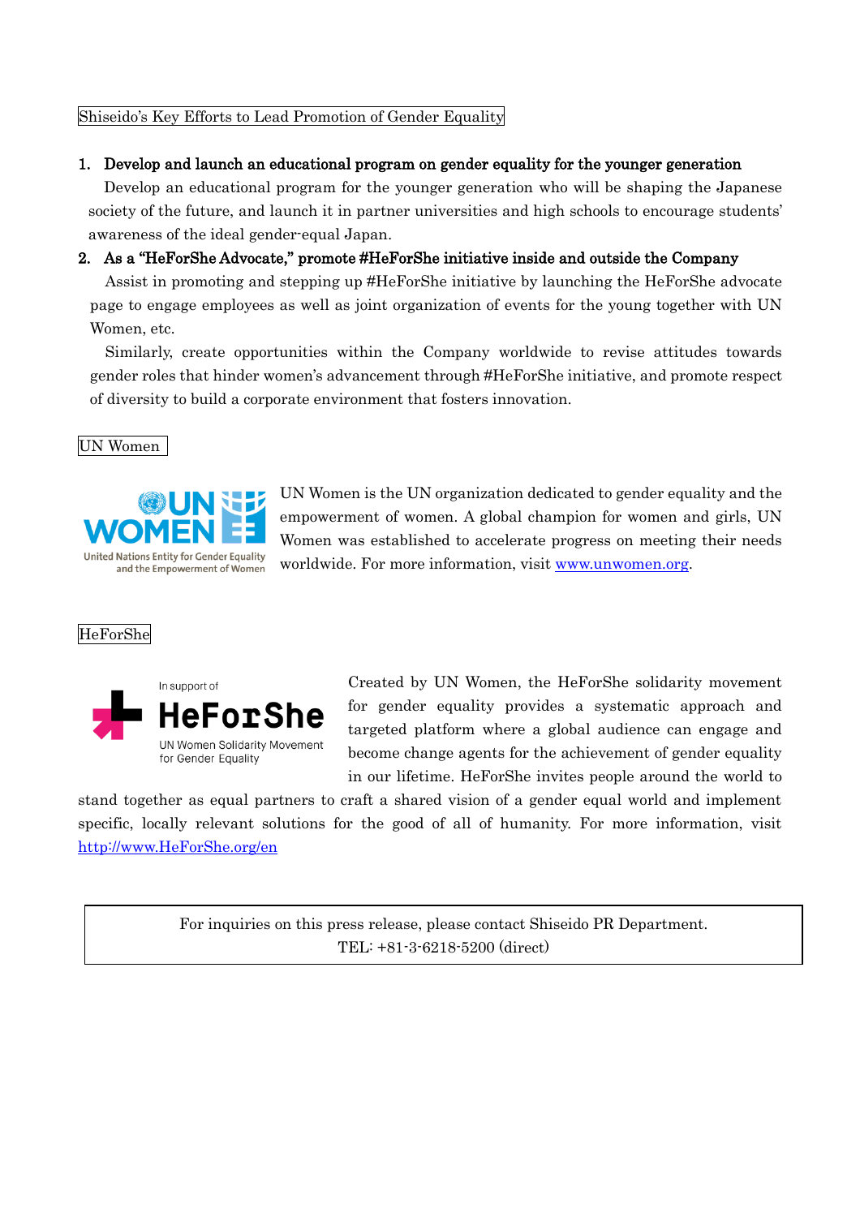Shiseido's Key Efforts to Lead Promotion of Gender Equality

1. **Develop and launch an educational program on gender equality for the younger generation**

   Develop an educational program for the younger generation who will be shaping the Japanese society of the future, and launch it in partner universities and high schools to encourage students' awareness of the ideal gender-equal Japan.

2. **As a "HeForShe Advocate," promote #HeForShe initiative inside and outside the Company**

   Assist in promoting and stepping up #HeForShe initiative by launching the HeForShe advocate page to engage employees as well as joint organization of events for the young together with UN Women, etc.

   Similarly, create opportunities within the Company worldwide to revise attitudes towards gender roles that hinder women's advancement through #HeForShe initiative, and promote respect of diversity to build a corporate environment that fosters innovation.

UN Women

UN Women is the UN organization dedicated to gender equality and the empowerment of women. A global champion for women and girls, UN Women was established to accelerate progress on meeting their needs worldwide. For more information, visit www.unwomen.org.

HeForShe

Created by UN Women, the HeForShe solidarity movement for gender equality provides a systematic approach and targeted platform where a global audience can engage and become change agents for the achievement of gender equality in our lifetime. HeForShe invites people around the world to stand together as equal partners to craft a shared vision of a gender equal world and implement specific, locally relevant solutions for the good of all of humanity. For more information, visit http://www.HeForShe.org/en

For inquiries on this press release, please contact Shiseido PR Department.
TEL: +81-3-6218-5200 (direct)